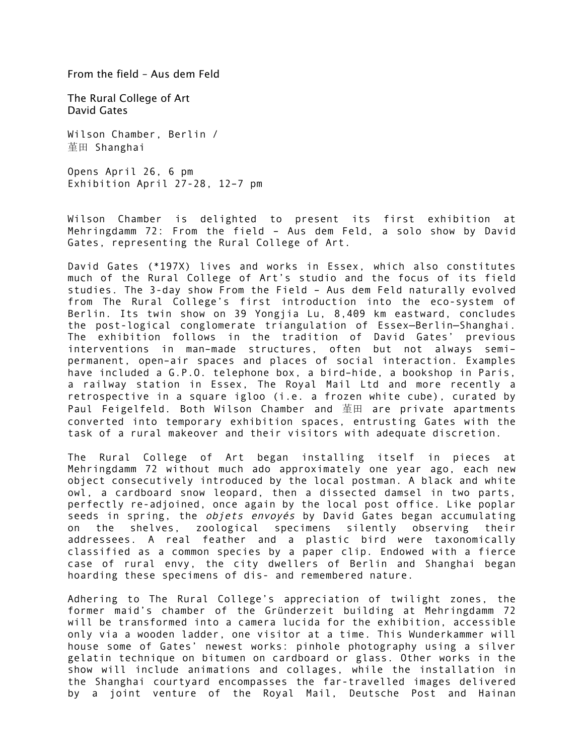From the field – Aus dem Feld

The Rural College of Art
David Gates

Wilson Chamber, Berlin /
堇田 Shanghai

Opens April 26, 6 pm
Exhibition April 27-28, 12-7 pm

Wilson Chamber is delighted to present its first exhibition at Mehringdamm 72: From the field – Aus dem Feld, a solo show by David Gates, representing the Rural College of Art.

David Gates (*197X) lives and works in Essex, which also constitutes much of the Rural College of Art's studio and the focus of its field studies. The 3-day show From the Field – Aus dem Feld naturally evolved from The Rural College's first introduction into the eco-system of Berlin. Its twin show on 39 Yongjia Lu, 8,409 km eastward, concludes the post-logical conglomerate triangulation of Essex—Berlin—Shanghai. The exhibition follows in the tradition of David Gates' previous interventions in man-made structures, often but not always semi-permanent, open-air spaces and places of social interaction. Examples have included a G.P.O. telephone box, a bird-hide, a bookshop in Paris, a railway station in Essex, The Royal Mail Ltd and more recently a retrospective in a square igloo (i.e. a frozen white cube), curated by Paul Feigelfeld. Both Wilson Chamber and 堇田 are private apartments converted into temporary exhibition spaces, entrusting Gates with the task of a rural makeover and their visitors with adequate discretion.

The Rural College of Art began installing itself in pieces at Mehringdamm 72 without much ado approximately one year ago, each new object consecutively introduced by the local postman. A black and white owl, a cardboard snow leopard, then a dissected damsel in two parts, perfectly re-adjoined, once again by the local post office. Like poplar seeds in spring, the *objets envoyés* by David Gates began accumulating on the shelves, zoological specimens silently observing their addressees. A real feather and a plastic bird were taxonomically classified as a common species by a paper clip. Endowed with a fierce case of rural envy, the city dwellers of Berlin and Shanghai began hoarding these specimens of dis- and remembered nature.

Adhering to The Rural College's appreciation of twilight zones, the former maid's chamber of the Gründerzeit building at Mehringdamm 72 will be transformed into a camera lucida for the exhibition, accessible only via a wooden ladder, one visitor at a time. This Wunderkammer will house some of Gates' newest works: pinhole photography using a silver gelatin technique on bitumen on cardboard or glass. Other works in the show will include animations and collages, while the installation in the Shanghai courtyard encompasses the far-travelled images delivered by a joint venture of the Royal Mail, Deutsche Post and Hainan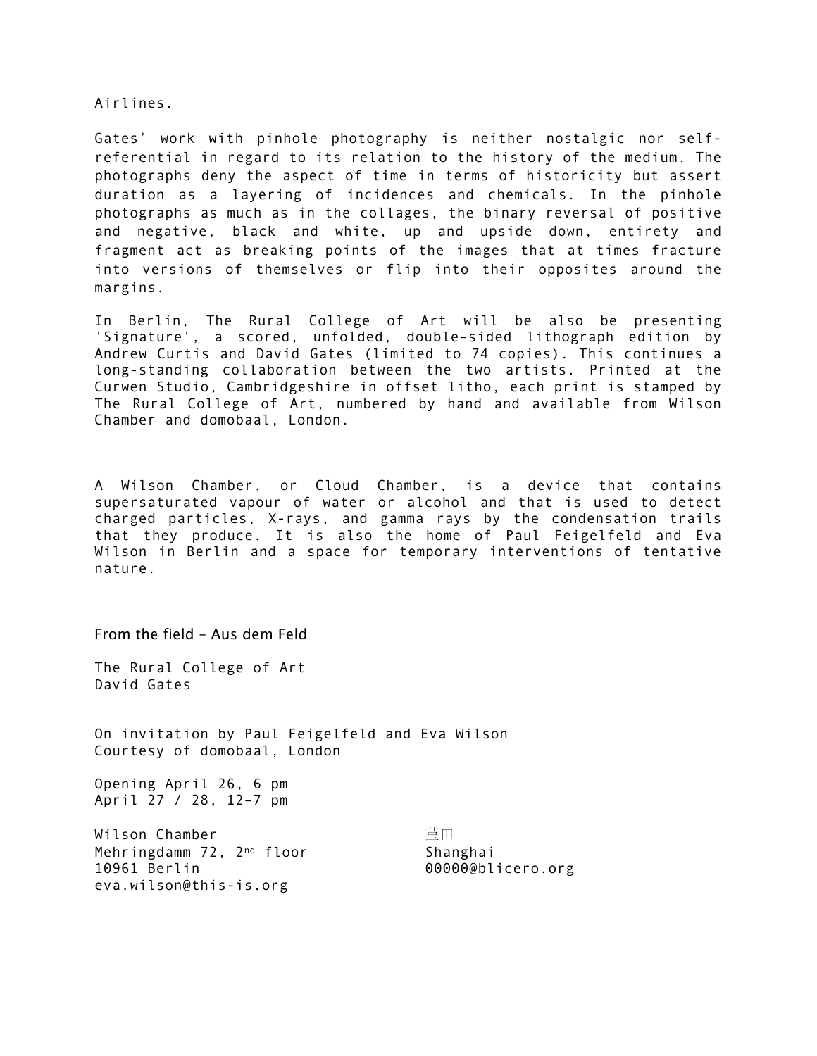Airlines.

Gates' work with pinhole photography is neither nostalgic nor self-referential in regard to its relation to the history of the medium. The photographs deny the aspect of time in terms of historicity but assert duration as a layering of incidences and chemicals. In the pinhole photographs as much as in the collages, the binary reversal of positive and negative, black and white, up and upside down, entirety and fragment act as breaking points of the images that at times fracture into versions of themselves or flip into their opposites around the margins.

In Berlin, The Rural College of Art will be also be presenting 'Signature', a scored, unfolded, double-sided lithograph edition by Andrew Curtis and David Gates (limited to 74 copies). This continues a long-standing collaboration between the two artists. Printed at the Curwen Studio, Cambridgeshire in offset litho, each print is stamped by The Rural College of Art, numbered by hand and available from Wilson Chamber and domobaal, London.

A Wilson Chamber, or Cloud Chamber, is a device that contains supersaturated vapour of water or alcohol and that is used to detect charged particles, X-rays, and gamma rays by the condensation trails that they produce. It is also the home of Paul Feigelfeld and Eva Wilson in Berlin and a space for temporary interventions of tentative nature.

From the field – Aus dem Feld

The Rural College of Art
David Gates

On invitation by Paul Feigelfeld and Eva Wilson
Courtesy of domobaal, London

Opening April 26, 6 pm
April 27 / 28, 12–7 pm

Wilson Chamber
Mehringdamm 72, 2nd floor
10961 Berlin
eva.wilson@this-is.org

堇田
Shanghai
00000@blicero.org